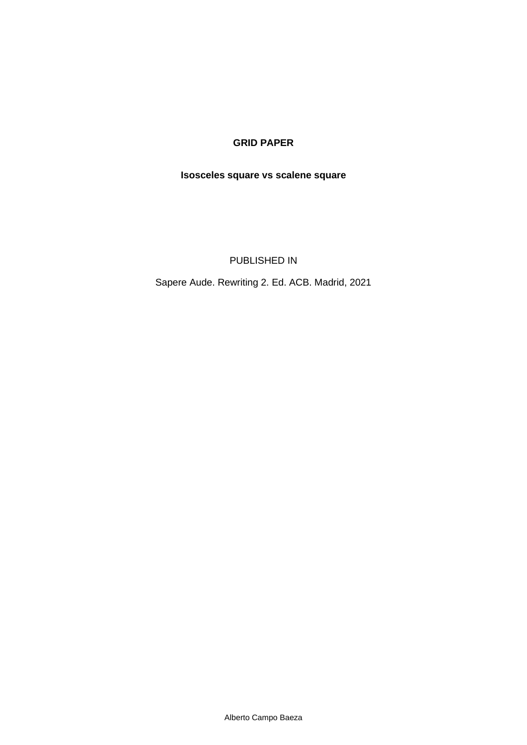# GRID PAPER

## Isosceles square vs scalene square

PUBLISHED IN

Sapere Aude. Rewriting 2. Ed. ACB. Madrid, 2021

Alberto Campo Baeza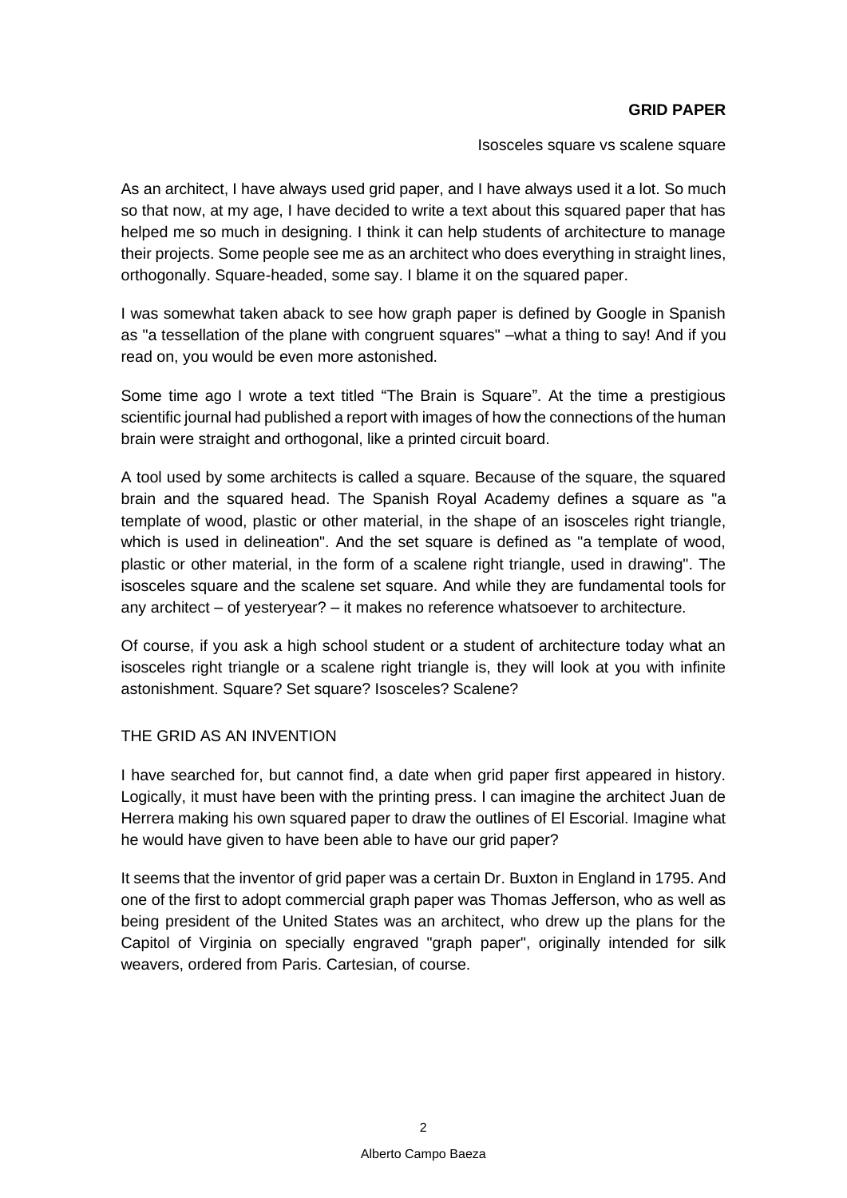**GRID PAPER**

Isosceles square vs scalene square

As an architect, I have always used grid paper, and I have always used it a lot. So much so that now, at my age, I have decided to write a text about this squared paper that has helped me so much in designing. I think it can help students of architecture to manage their projects. Some people see me as an architect who does everything in straight lines, orthogonally. Square-headed, some say. I blame it on the squared paper.

I was somewhat taken aback to see how graph paper is defined by Google in Spanish as "a tessellation of the plane with congruent squares" –what a thing to say! And if you read on, you would be even more astonished.

Some time ago I wrote a text titled “The Brain is Square”. At the time a prestigious scientific journal had published a report with images of how the connections of the human brain were straight and orthogonal, like a printed circuit board.

A tool used by some architects is called a square. Because of the square, the squared brain and the squared head. The Spanish Royal Academy defines a square as "a template of wood, plastic or other material, in the shape of an isosceles right triangle, which is used in delineation". And the set square is defined as "a template of wood, plastic or other material, in the form of a scalene right triangle, used in drawing". The isosceles square and the scalene set square. And while they are fundamental tools for any architect – of yesteryear? – it makes no reference whatsoever to architecture.

Of course, if you ask a high school student or a student of architecture today what an isosceles right triangle or a scalene right triangle is, they will look at you with infinite astonishment. Square? Set square? Isosceles? Scalene?

THE GRID AS AN INVENTION

I have searched for, but cannot find, a date when grid paper first appeared in history. Logically, it must have been with the printing press. I can imagine the architect Juan de Herrera making his own squared paper to draw the outlines of El Escorial. Imagine what he would have given to have been able to have our grid paper?

It seems that the inventor of grid paper was a certain Dr. Buxton in England in 1795. And one of the first to adopt commercial graph paper was Thomas Jefferson, who as well as being president of the United States was an architect, who drew up the plans for the Capitol of Virginia on specially engraved "graph paper", originally intended for silk weavers, ordered from Paris. Cartesian, of course.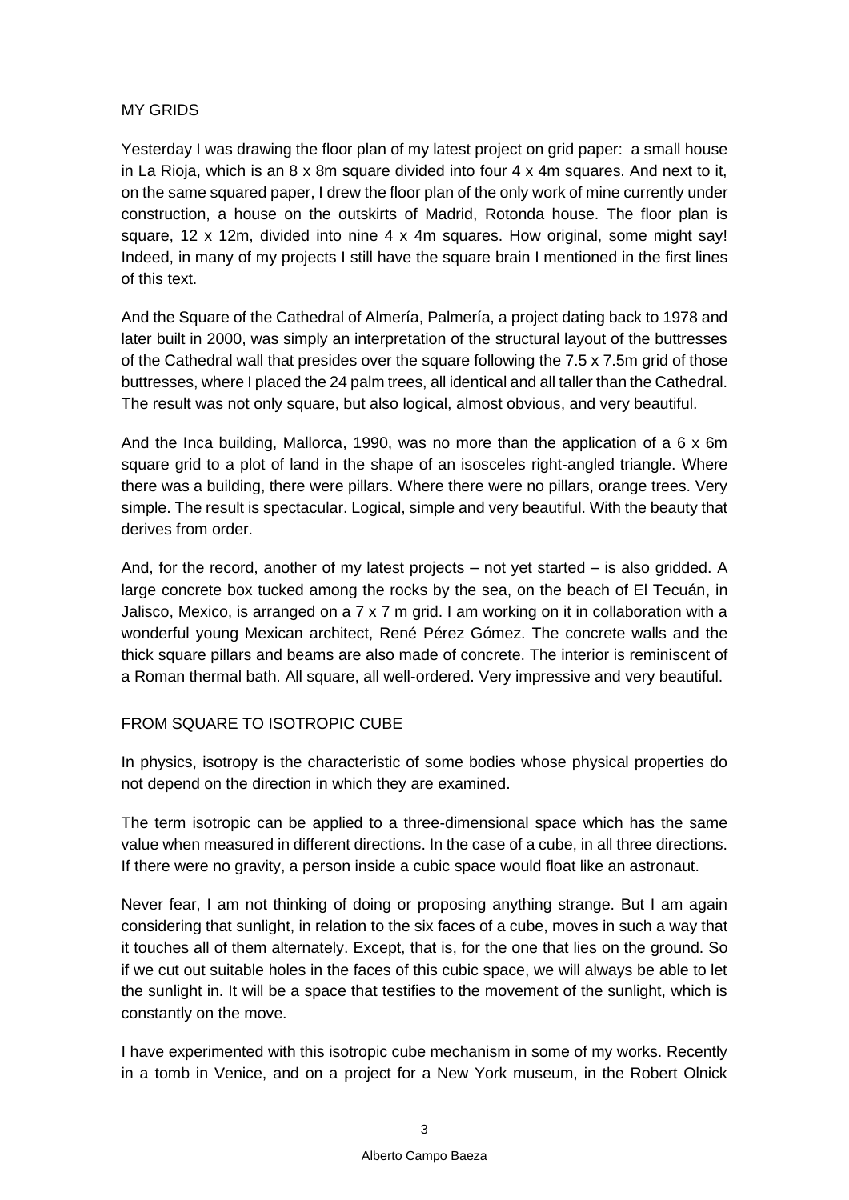## MY GRIDS

Yesterday I was drawing the floor plan of my latest project on grid paper: a small house in La Rioja, which is an 8 x 8m square divided into four 4 x 4m squares. And next to it, on the same squared paper, I drew the floor plan of the only work of mine currently under construction, a house on the outskirts of Madrid, Rotonda house. The floor plan is square, 12 x 12m, divided into nine 4 x 4m squares. How original, some might say! Indeed, in many of my projects I still have the square brain I mentioned in the first lines of this text.

And the Square of the Cathedral of Almería, Palmería, a project dating back to 1978 and later built in 2000, was simply an interpretation of the structural layout of the buttresses of the Cathedral wall that presides over the square following the 7.5 x 7.5m grid of those buttresses, where I placed the 24 palm trees, all identical and all taller than the Cathedral. The result was not only square, but also logical, almost obvious, and very beautiful.

And the Inca building, Mallorca, 1990, was no more than the application of a 6 x 6m square grid to a plot of land in the shape of an isosceles right-angled triangle. Where there was a building, there were pillars. Where there were no pillars, orange trees. Very simple. The result is spectacular. Logical, simple and very beautiful. With the beauty that derives from order.

And, for the record, another of my latest projects – not yet started – is also gridded. A large concrete box tucked among the rocks by the sea, on the beach of El Tecuán, in Jalisco, Mexico, is arranged on a 7 x 7 m grid. I am working on it in collaboration with a wonderful young Mexican architect, René Pérez Gómez. The concrete walls and the thick square pillars and beams are also made of concrete. The interior is reminiscent of a Roman thermal bath. All square, all well-ordered. Very impressive and very beautiful.

## FROM SQUARE TO ISOTROPIC CUBE

In physics, isotropy is the characteristic of some bodies whose physical properties do not depend on the direction in which they are examined.

The term isotropic can be applied to a three-dimensional space which has the same value when measured in different directions. In the case of a cube, in all three directions. If there were no gravity, a person inside a cubic space would float like an astronaut.

Never fear, I am not thinking of doing or proposing anything strange. But I am again considering that sunlight, in relation to the six faces of a cube, moves in such a way that it touches all of them alternately. Except, that is, for the one that lies on the ground. So if we cut out suitable holes in the faces of this cubic space, we will always be able to let the sunlight in. It will be a space that testifies to the movement of the sunlight, which is constantly on the move.

I have experimented with this isotropic cube mechanism in some of my works. Recently in a tomb in Venice, and on a project for a New York museum, in the Robert Olnick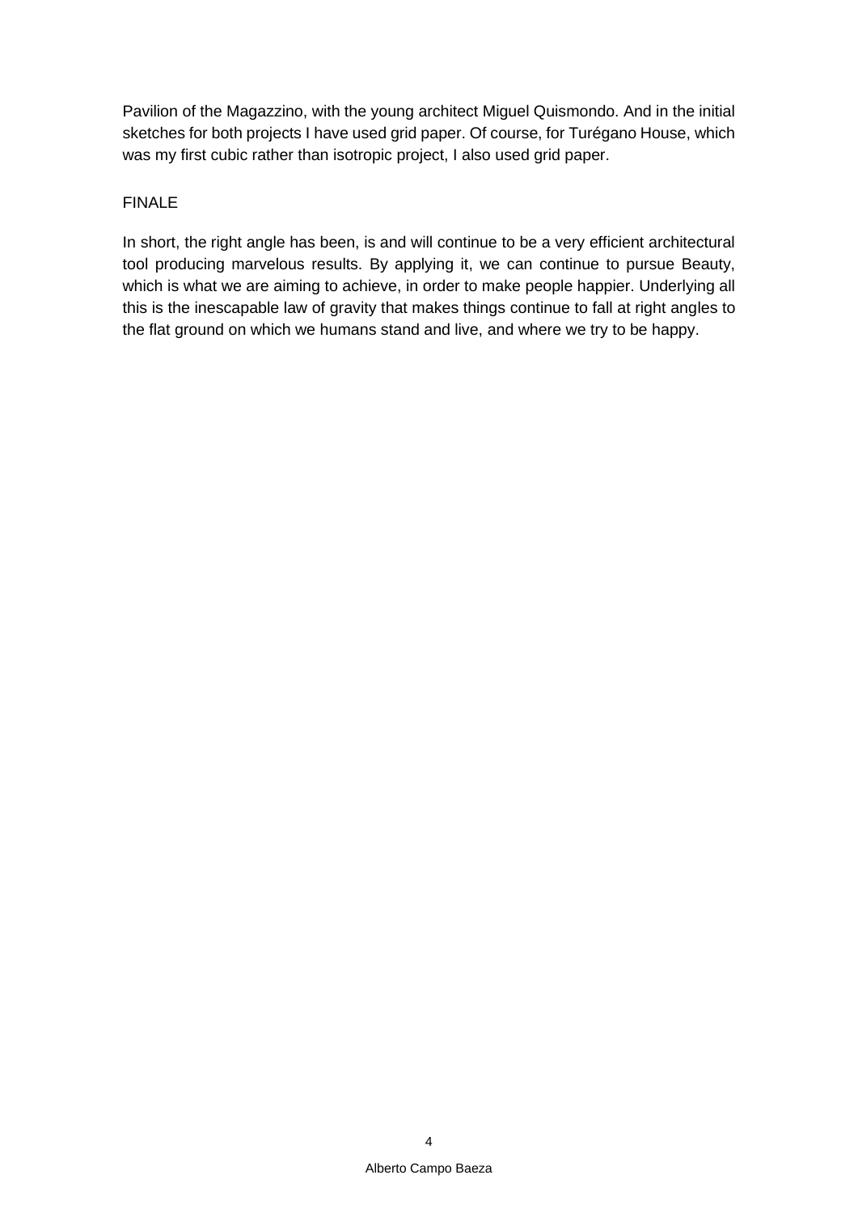Pavilion of the Magazzino, with the young architect Miguel Quismondo. And in the initial sketches for both projects I have used grid paper. Of course, for Turégano House, which was my first cubic rather than isotropic project, I also used grid paper.

## FINALE

In short, the right angle has been, is and will continue to be a very efficient architectural tool producing marvelous results. By applying it, we can continue to pursue Beauty, which is what we are aiming to achieve, in order to make people happier. Underlying all this is the inescapable law of gravity that makes things continue to fall at right angles to the flat ground on which we humans stand and live, and where we try to be happy.